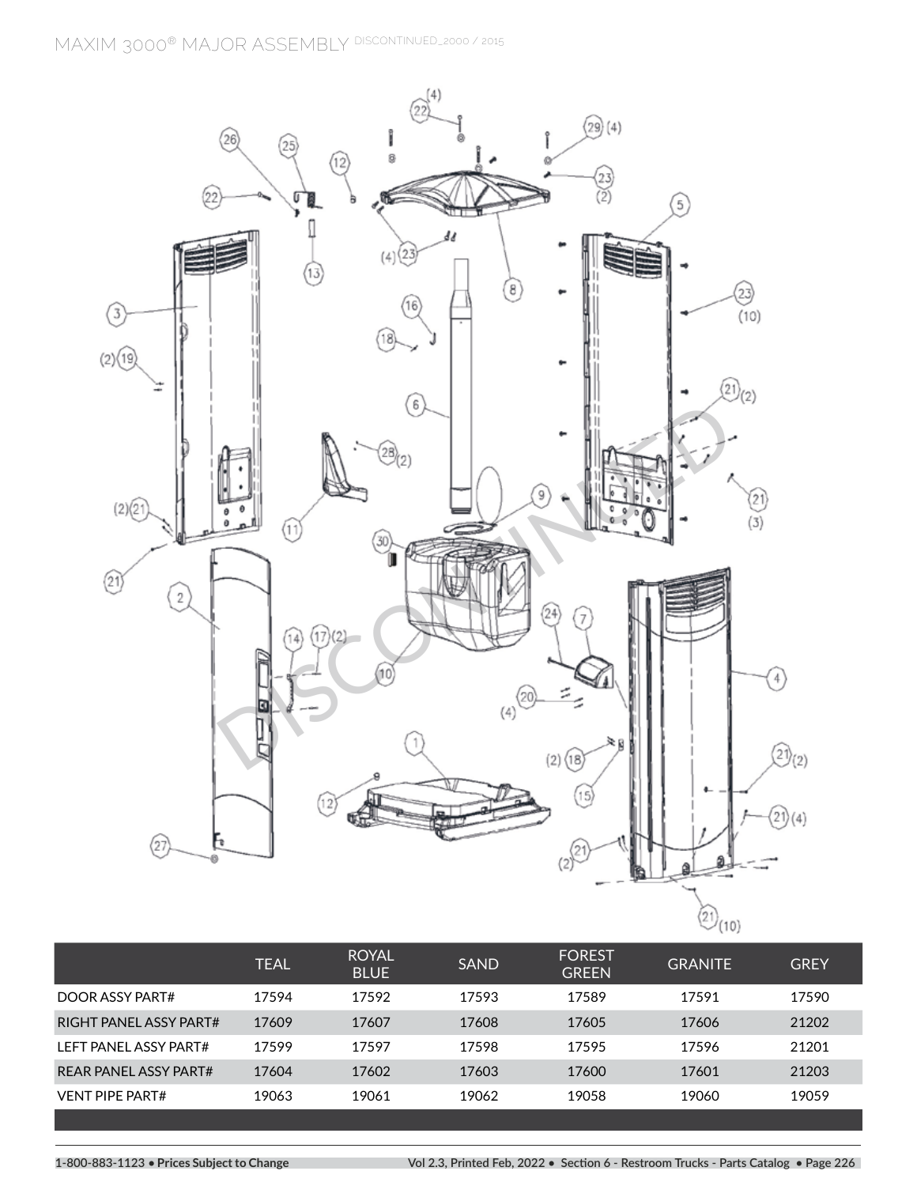# MAXIM 3000® MAJOR ASSEMBLY DISCONTINUED_2000 / 2015

| | TEAL | ROYAL BLUE | SAND | FOREST GREEN | GRANITE | GREY |
|---|---|---|---|---|---|---|
| DOOR ASSY PART# | 17594 | 17592 | 17593 | 17589 | 17591 | 17590 |
| RIGHT PANEL ASSY PART# | 17609 | 17607 | 17608 | 17605 | 17606 | 21202 |
| LEFT PANEL ASSY PART# | 17599 | 17597 | 17598 | 17595 | 17596 | 21201 |
| REAR PANEL ASSY PART# | 17604 | 17602 | 17603 | 17600 | 17601 | 21203 |
| VENT PIPE PART# | 19063 | 19061 | 19062 | 19058 | 19060 | 19059 |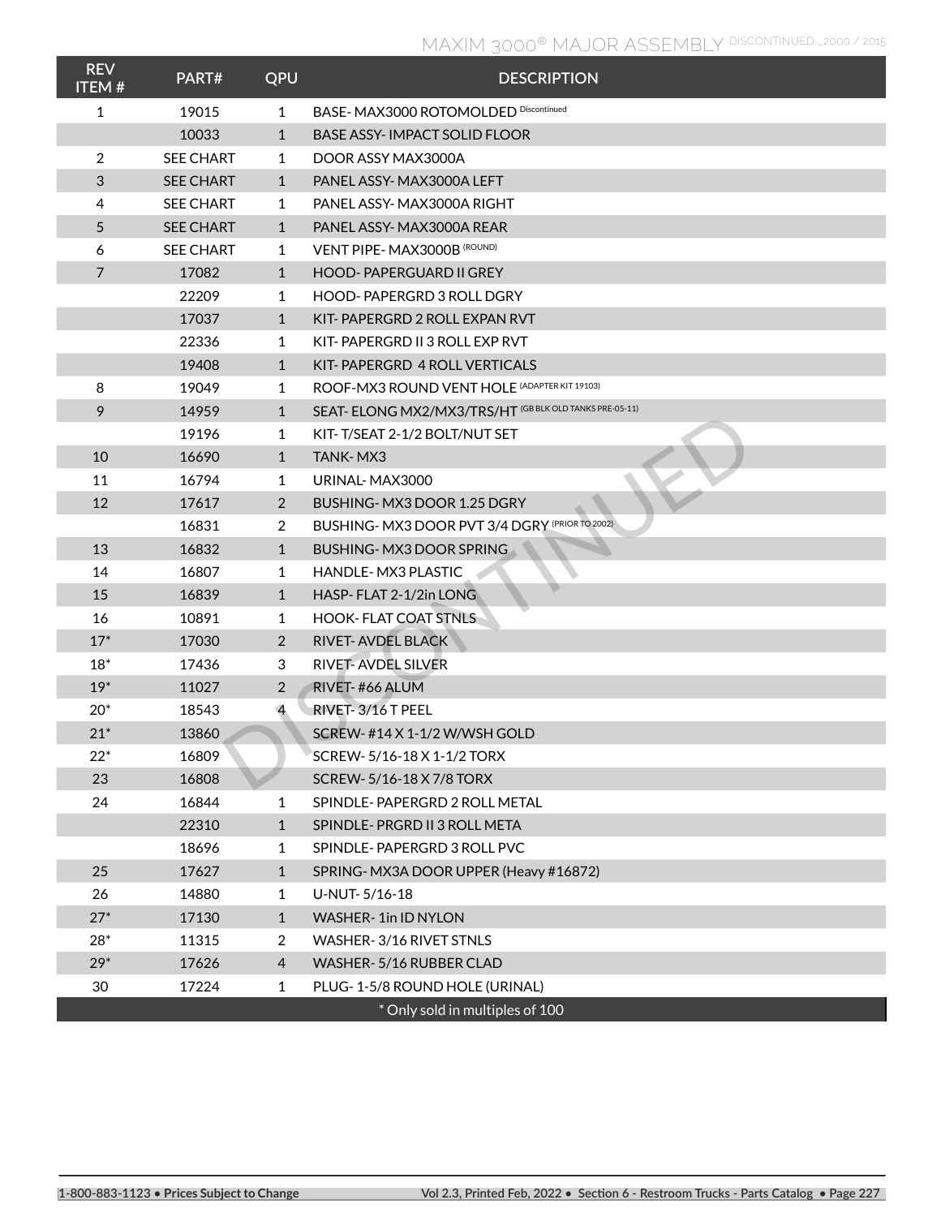# MAXIM 3000® MAJOR ASSEMBLY DISCONTINUED _2000 / 2015

| REV ITEM # | PART# | QPU | DESCRIPTION |
|---|---|---|---|
| 1 | 19015 | 1 | BASE- MAX3000 ROTOMOLDED Discontinued |
| | 10033 | 1 | BASE ASSY- IMPACT SOLID FLOOR |
| 2 | SEE CHART | 1 | DOOR ASSY MAX3000A |
| 3 | SEE CHART | 1 | PANEL ASSY- MAX3000A LEFT |
| 4 | SEE CHART | 1 | PANEL ASSY- MAX3000A RIGHT |
| 5 | SEE CHART | 1 | PANEL ASSY- MAX3000A REAR |
| 6 | SEE CHART | 1 | VENT PIPE- MAX3000B (ROUND) |
| 7 | 17082 | 1 | HOOD- PAPERGUARD II GREY |
| | 22209 | 1 | HOOD- PAPERGRD 3 ROLL DGRY |
| | 17037 | 1 | KIT- PAPERGRD 2 ROLL EXPAN RVT |
| | 22336 | 1 | KIT- PAPERGRD II 3 ROLL EXP RVT |
| | 19408 | 1 | KIT- PAPERGRD 4 ROLL VERTICALS |
| 8 | 19049 | 1 | ROOF-MX3 ROUND VENT HOLE (ADAPTER KIT 19103) |
| 9 | 14959 | 1 | SEAT- ELONG MX2/MX3/TRS/HT (GB BLK OLD TANKS PRE-05-11) |
| | 19196 | 1 | KIT- T/SEAT 2-1/2 BOLT/NUT SET |
| 10 | 16690 | 1 | TANK- MX3 |
| 11 | 16794 | 1 | URINAL- MAX3000 |
| 12 | 17617 | 2 | BUSHING- MX3 DOOR 1.25 DGRY |
| | 16831 | 2 | BUSHING- MX3 DOOR PVT 3/4 DGRY (PRIOR TO 2002) |
| 13 | 16832 | 1 | BUSHING- MX3 DOOR SPRING |
| 14 | 16807 | 1 | HANDLE- MX3 PLASTIC |
| 15 | 16839 | 1 | HASP- FLAT 2-1/2in LONG |
| 16 | 10891 | 1 | HOOK- FLAT COAT STNLS |
| 17* | 17030 | 2 | RIVET- AVDEL BLACK |
| 18* | 17436 | 3 | RIVET- AVDEL SILVER |
| 19* | 11027 | 2 | RIVET- #66 ALUM |
| 20* | 18543 | 4 | RIVET- 3/16 T PEEL |
| 21* | 13860 | 2 | SCREW- #14 X 1-1/2 W/WSH GOLD |
| 22* | 16809 | 2 | SCREW- 5/16-18 X 1-1/2 TORX |
| 23 | 16808 | | SCREW- 5/16-18 X 7/8 TORX |
| 24 | 16844 | 1 | SPINDLE- PAPERGRD 2 ROLL METAL |
| | 22310 | 1 | SPINDLE- PRGRD II 3 ROLL META |
| | 18696 | 1 | SPINDLE- PAPERGRD 3 ROLL PVC |
| 25 | 17627 | 1 | SPRING- MX3A DOOR UPPER (Heavy #16872) |
| 26 | 14880 | 1 | U-NUT- 5/16-18 |
| 27* | 17130 | 1 | WASHER- 1in ID NYLON |
| 28* | 11315 | 2 | WASHER- 3/16 RIVET STNLS |
| 29* | 17626 | 4 | WASHER- 5/16 RUBBER CLAD |
| 30 | 17224 | 1 | PLUG- 1-5/8 ROUND HOLE (URINAL) |

* Only sold in multiples of 100

DISCONTINUED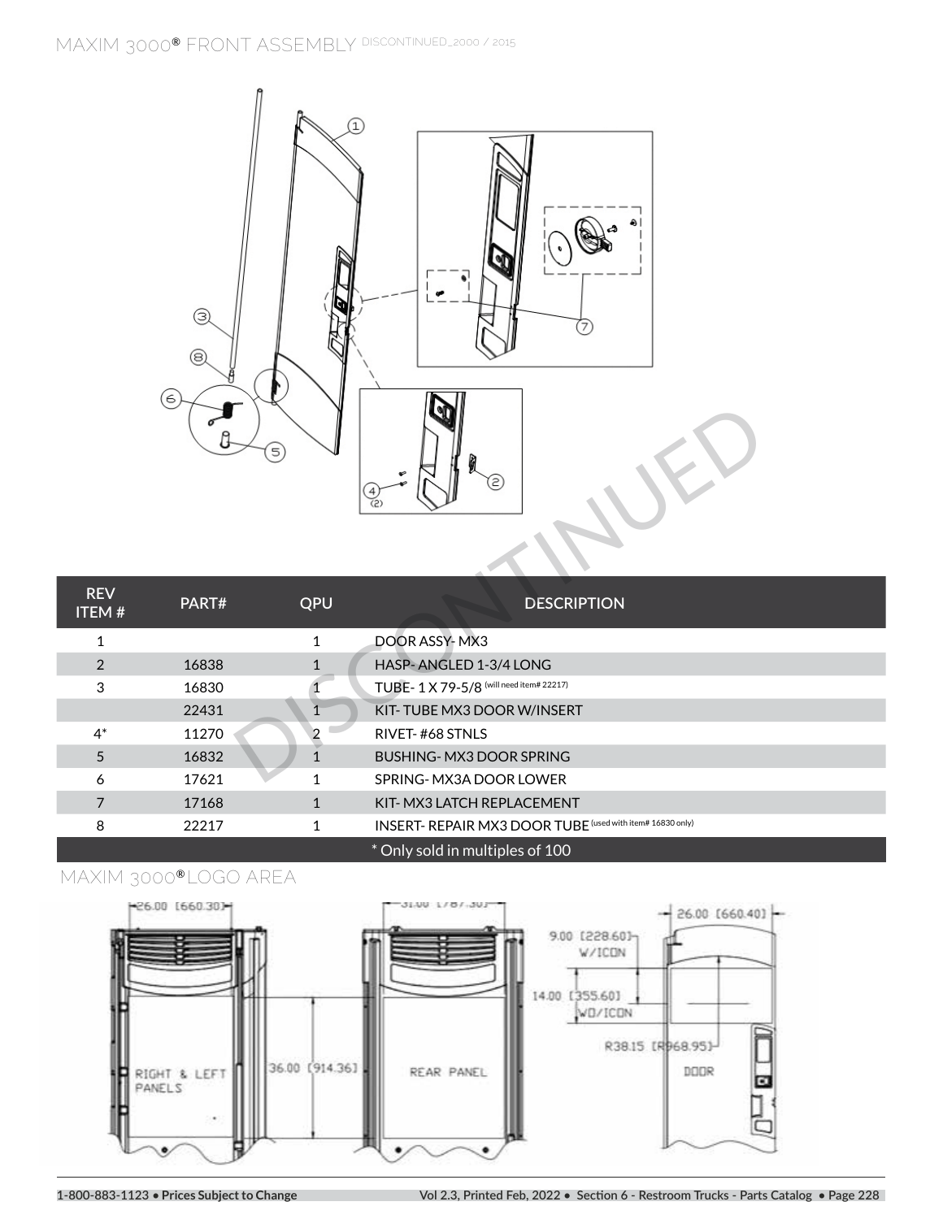# MAXIM 3000® FRONT ASSEMBLY DISCONTINUED_2000 / 2015

| REV ITEM # | PART# | QPU | DESCRIPTION |
|---|---|---|---|
| 1 | | 1 | DOOR ASSY- MX3 |
| 2 | 16838 | 1 | HASP- ANGLED 1-3/4 LONG |
| 3 | 16830 | 1 | TUBE- 1 X 79-5/8 (will need item# 22217) |
| | 22431 | 1 | KIT- TUBE MX3 DOOR W/INSERT |
| 4* | 11270 | 2 | RIVET- #68 STNLS |
| 5 | 16832 | 1 | BUSHING- MX3 DOOR SPRING |
| 6 | 17621 | 1 | SPRING- MX3A DOOR LOWER |
| 7 | 17168 | 1 | KIT- MX3 LATCH REPLACEMENT |
| 8 | 22217 | 1 | INSERT- REPAIR MX3 DOOR TUBE (used with item# 16830 only) |

\* Only sold in multiples of 100

# MAXIM 3000® LOGO AREA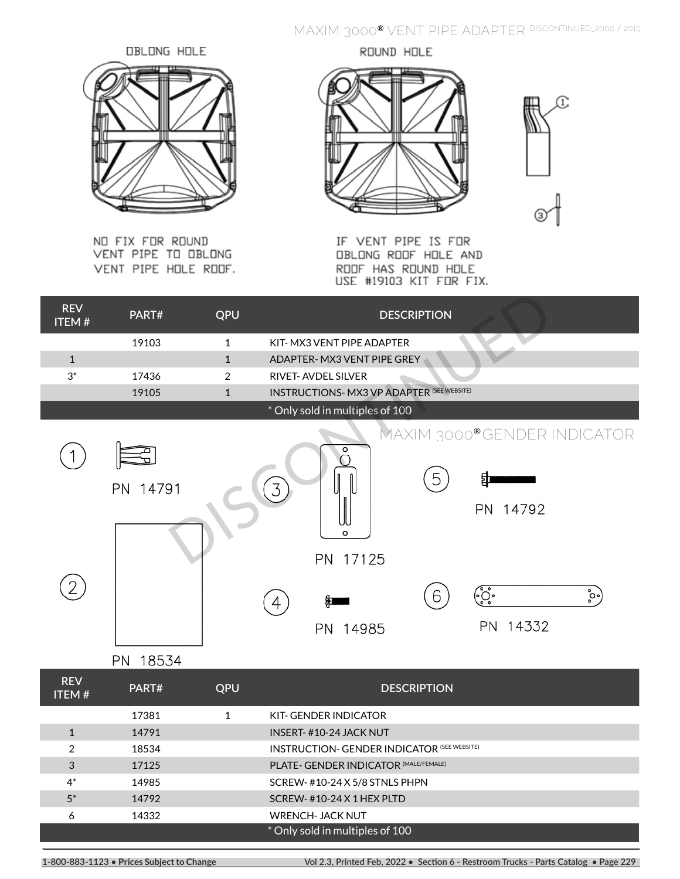## MAXIM 3000® VENT PIPE ADAPTER DISCONTINUED_2000 / 2015

OBLONG HOLE

ROUND HOLE

NO FIX FOR ROUND VENT PIPE TO OBLONG VENT PIPE HOLE ROOF.

IF VENT PIPE IS FOR OBLONG ROOF HOLE AND ROOF HAS ROUND HOLE USE #19103 KIT FOR FIX.

| REV ITEM # | PART# | QPU | DESCRIPTION |
|---|---|---|---|
| | 19103 | 1 | KIT- MX3 VENT PIPE ADAPTER |
| 1 | | 1 | ADAPTER- MX3 VENT PIPE GREY |
| 3* | 17436 | 2 | RIVET- AVDEL SILVER |
| | 19105 | 1 | INSTRUCTIONS- MX3 VP ADAPTER (SEE WEBSITE) |
| | | | * Only sold in multiples of 100 |

DISCONTINUED

## MAXIM 3000® GENDER INDICATOR

1 PN 14791

2 PN 18534

3 PN 17125

4 PN 14985

5 PN 14792

6 PN 14332

| REV ITEM # | PART# | QPU | DESCRIPTION |
|---|---|---|---|
| | 17381 | 1 | KIT- GENDER INDICATOR |
| 1 | 14791 | | INSERT- #10-24 JACK NUT |
| 2 | 18534 | | INSTRUCTION- GENDER INDICATOR (SEE WEBSITE) |
| 3 | 17125 | | PLATE- GENDER INDICATOR (MALE/FEMALE) |
| 4* | 14985 | | SCREW- #10-24 X 5/8 STNLS PHPN |
| 5* | 14792 | | SCREW- #10-24 X 1 HEX PLTD |
| 6 | 14332 | | WRENCH- JACK NUT |
| | | | * Only sold in multiples of 100 |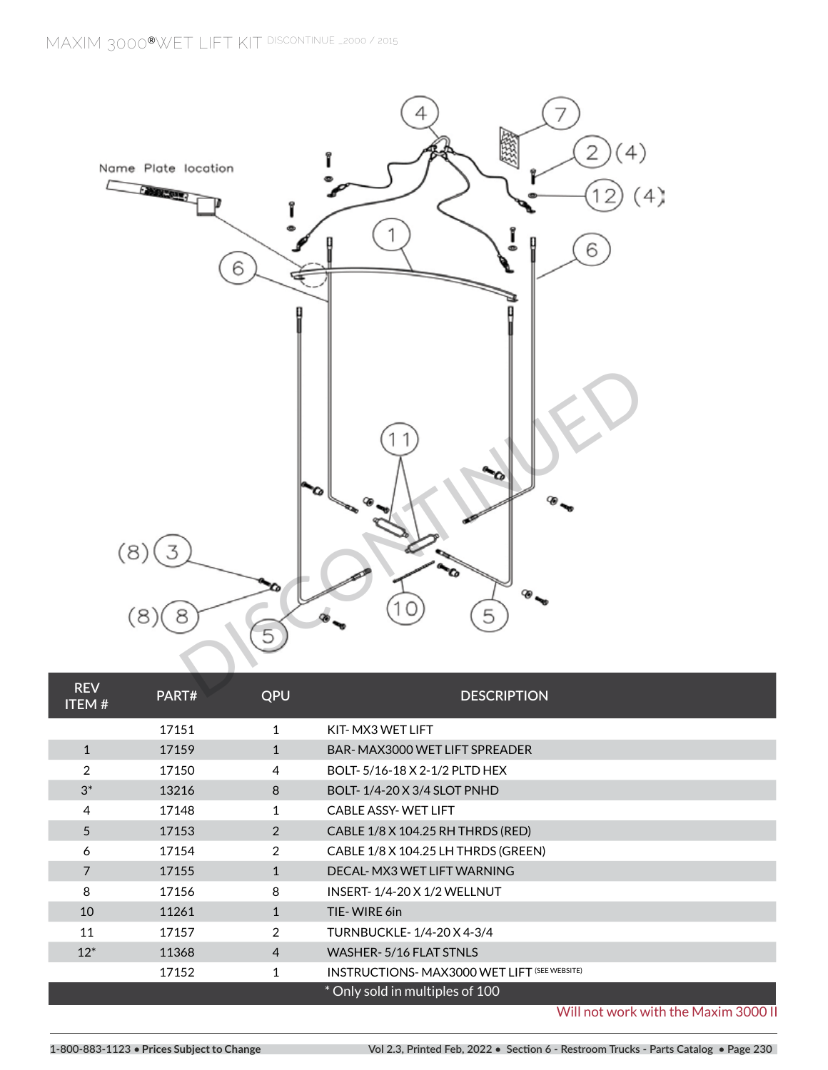# MAXIM 3000® WET LIFT KIT DISCONTINUE _2000 / 2015

| REV ITEM # | PART# | QPU | DESCRIPTION |
|---|---|---|---|
| | 17151 | 1 | KIT- MX3 WET LIFT |
| 1 | 17159 | 1 | BAR- MAX3000 WET LIFT SPREADER |
| 2 | 17150 | 4 | BOLT- 5/16-18 X 2-1/2 PLTD HEX |
| 3* | 13216 | 8 | BOLT- 1/4-20 X 3/4 SLOT PNHD |
| 4 | 17148 | 1 | CABLE ASSY- WET LIFT |
| 5 | 17153 | 2 | CABLE 1/8 X 104.25 RH THRDS (RED) |
| 6 | 17154 | 2 | CABLE 1/8 X 104.25 LH THRDS (GREEN) |
| 7 | 17155 | 1 | DECAL- MX3 WET LIFT WARNING |
| 8 | 17156 | 8 | INSERT- 1/4-20 X 1/2 WELLNUT |
| 10 | 11261 | 1 | TIE- WIRE 6in |
| 11 | 17157 | 2 | TURNBUCKLE- 1/4-20 X 4-3/4 |
| 12* | 11368 | 4 | WASHER- 5/16 FLAT STNLS |
| | 17152 | 1 | INSTRUCTIONS- MAX3000 WET LIFT (SEE WEBSITE) |
| | | | * Only sold in multiples of 100 |

Will not work with the Maxim 3000 II

1-800-883-1123 • **Prices Subject to Change**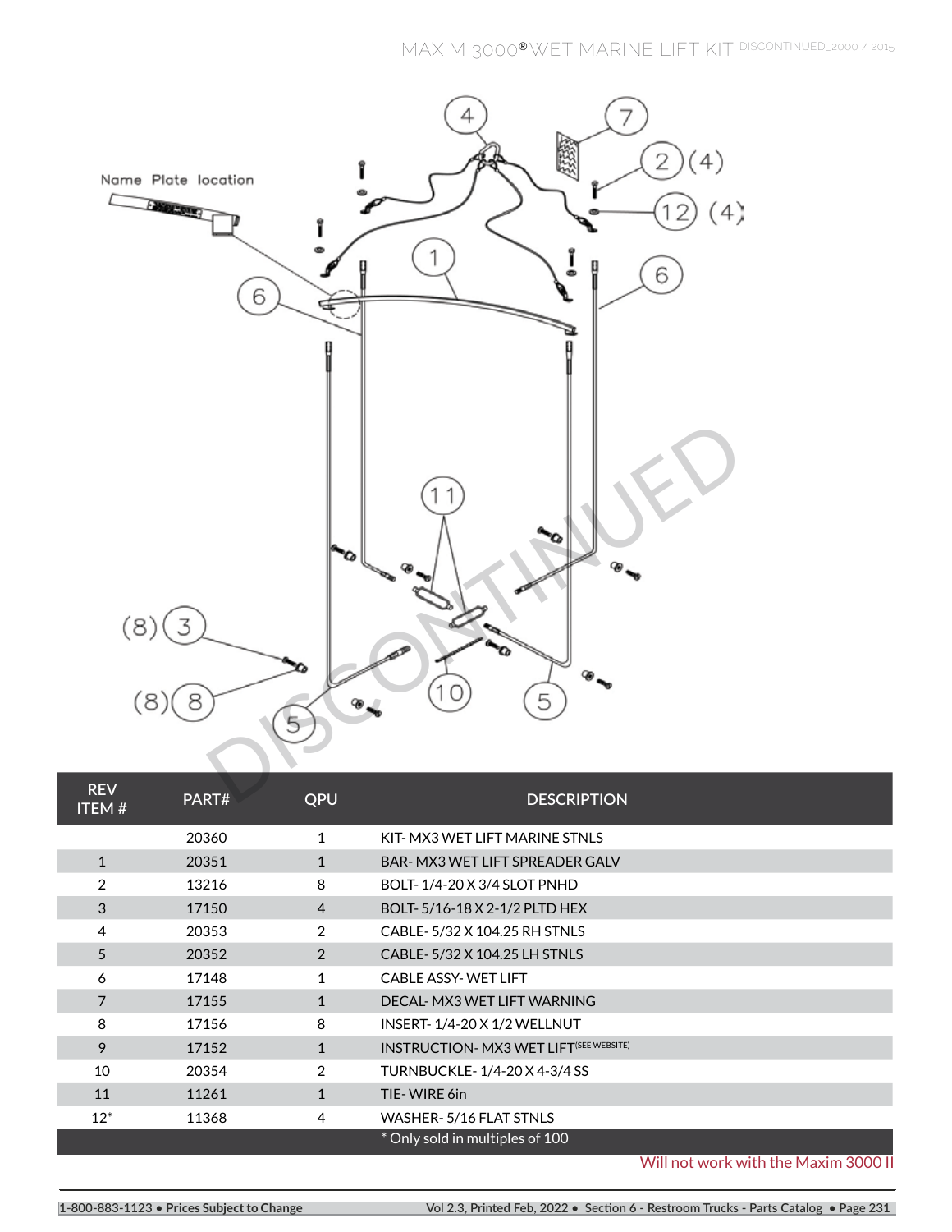# MAXIM 3000® WET MARINE LIFT KIT DISCONTINUED_2000 / 2015

Name Plate location

4
7
2 (4)
12 (4)
1
6
6
11
(8) 3
(8) 8
10
5
5

DISCONTINUED

| REV ITEM # | PART# | QPU | DESCRIPTION |
|---|---|---|---|
| | 20360 | 1 | KIT- MX3 WET LIFT MARINE STNLS |
| 1 | 20351 | 1 | BAR- MX3 WET LIFT SPREADER GALV |
| 2 | 13216 | 8 | BOLT- 1/4-20 X 3/4 SLOT PNHD |
| 3 | 17150 | 4 | BOLT- 5/16-18 X 2-1/2 PLTD HEX |
| 4 | 20353 | 2 | CABLE- 5/32 X 104.25 RH STNLS |
| 5 | 20352 | 2 | CABLE- 5/32 X 104.25 LH STNLS |
| 6 | 17148 | 1 | CABLE ASSY- WET LIFT |
| 7 | 17155 | 1 | DECAL- MX3 WET LIFT WARNING |
| 8 | 17156 | 8 | INSERT- 1/4-20 X 1/2 WELLNUT |
| 9 | 17152 | 1 | INSTRUCTION- MX3 WET LIFT(SEE WEBSITE) |
| 10 | 20354 | 2 | TURNBUCKLE- 1/4-20 X 4-3/4 SS |
| 11 | 11261 | 1 | TIE- WIRE 6in |
| 12* | 11368 | 4 | WASHER- 5/16 FLAT STNLS |
| | | | * Only sold in multiples of 100 |

Will not work with the Maxim 3000 II